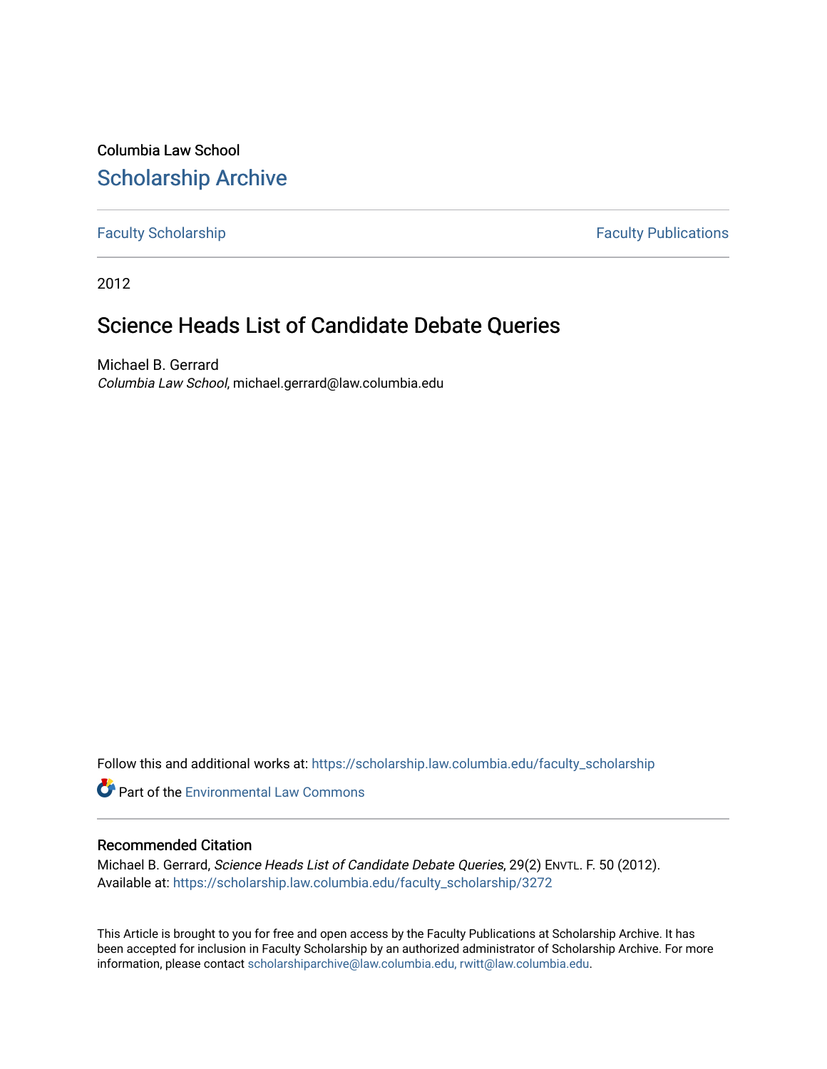Columbia Law School

# Scholarship Archive

Faculty Scholarship

Faculty Publications

2012

## Science Heads List of Candidate Debate Queries

Michael B. Gerrard

*Columbia Law School*, michael.gerrard@law.columbia.edu

Follow this and additional works at: https://scholarship.law.columbia.edu/faculty_scholarship

Part of the Environmental Law Commons

### Recommended Citation

Michael B. Gerrard, *Science Heads List of Candidate Debate Queries*, 29(2) ENVTL. F. 50 (2012).
Available at: https://scholarship.law.columbia.edu/faculty_scholarship/3272

This Article is brought to you for free and open access by the Faculty Publications at Scholarship Archive. It has been accepted for inclusion in Faculty Scholarship by an authorized administrator of Scholarship Archive. For more information, please contact scholarshiparchive@law.columbia.edu, rwitt@law.columbia.edu.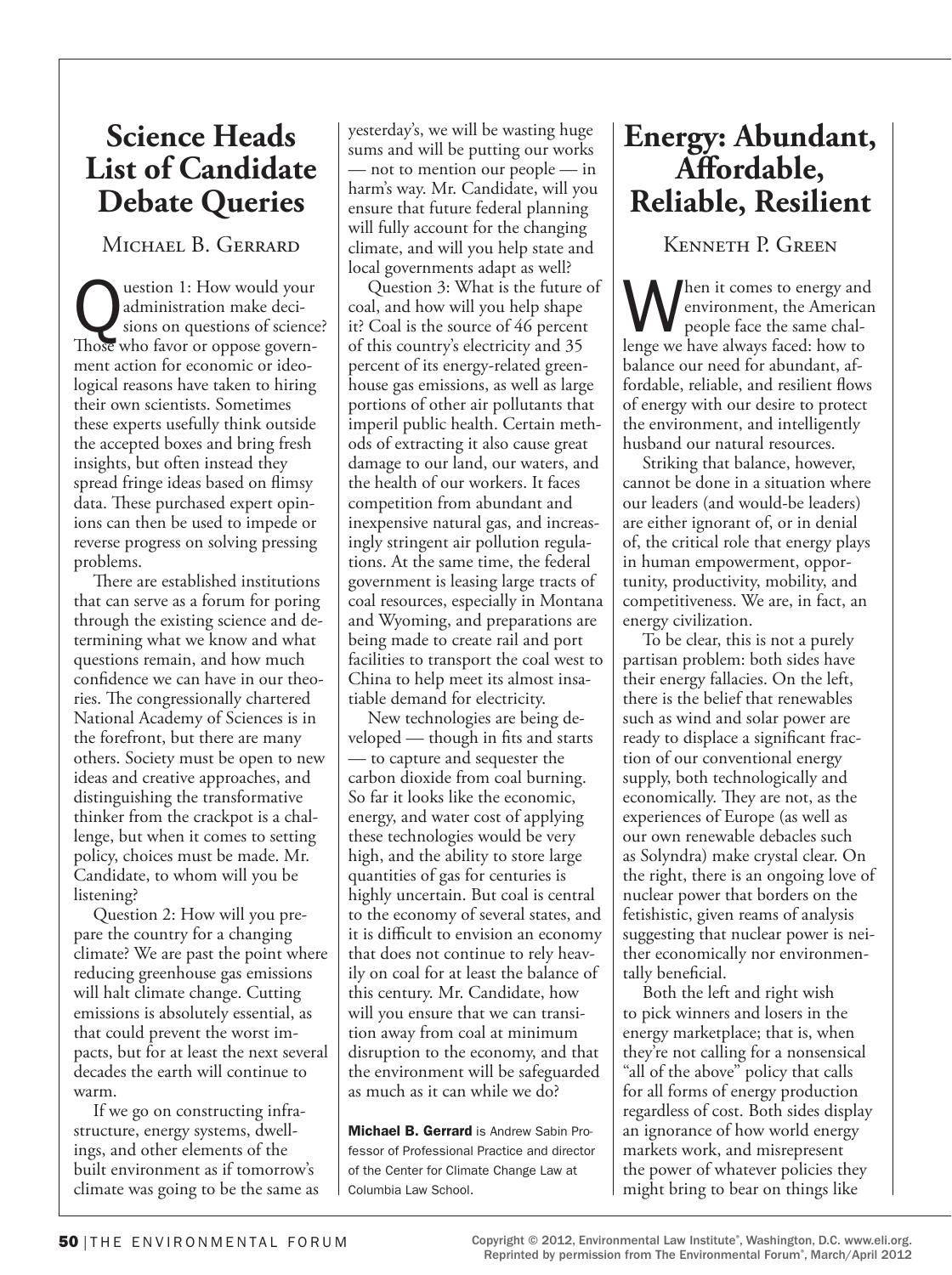# Science Heads List of Candidate Debate Queries

MICHAEL B. GERRARD

Question 1: How would your administration make decisions on questions of science? Those who favor or oppose government action for economic or ideological reasons have taken to hiring their own scientists. Sometimes these experts usefully think outside the accepted boxes and bring fresh insights, but often instead they spread fringe ideas based on flimsy data. These purchased expert opinions can then be used to impede or reverse progress on solving pressing problems.

There are established institutions that can serve as a forum for poring through the existing science and determining what we know and what questions remain, and how much confidence we can have in our theories. The congressionally chartered National Academy of Sciences is in the forefront, but there are many others. Society must be open to new ideas and creative approaches, and distinguishing the transformative thinker from the crackpot is a challenge, but when it comes to setting policy, choices must be made. Mr. Candidate, to whom will you be listening?

Question 2: How will you prepare the country for a changing climate? We are past the point where reducing greenhouse gas emissions will halt climate change. Cutting emissions is absolutely essential, as that could prevent the worst impacts, but for at least the next several decades the earth will continue to warm.

If we go on constructing infrastructure, energy systems, dwellings, and other elements of the built environment as if tomorrow's climate was going to be the same as yesterday's, we will be wasting huge sums and will be putting our works — not to mention our people — in harm's way. Mr. Candidate, will you ensure that future federal planning will fully account for the changing climate, and will you help state and local governments adapt as well?

Question 3: What is the future of coal, and how will you help shape it? Coal is the source of 46 percent of this country's electricity and 35 percent of its energy-related greenhouse gas emissions, as well as large portions of other air pollutants that imperil public health. Certain methods of extracting it also cause great damage to our land, our waters, and the health of our workers. It faces competition from abundant and inexpensive natural gas, and increasingly stringent air pollution regulations. At the same time, the federal government is leasing large tracts of coal resources, especially in Montana and Wyoming, and preparations are being made to create rail and port facilities to transport the coal west to China to help meet its almost insatiable demand for electricity.

New technologies are being developed — though in fits and starts — to capture and sequester the carbon dioxide from coal burning. So far it looks like the economic, energy, and water cost of applying these technologies would be very high, and the ability to store large quantities of gas for centuries is highly uncertain. But coal is central to the economy of several states, and it is difficult to envision an economy that does not continue to rely heavily on coal for at least the balance of this century. Mr. Candidate, how will you ensure that we can transition away from coal at minimum disruption to the economy, and that the environment will be safeguarded as much as it can while we do?

**Michael B. Gerrard** is Andrew Sabin Professor of Professional Practice and director of the Center for Climate Change Law at Columbia Law School.

# Energy: Abundant, Affordable, Reliable, Resilient

KENNETH P. GREEN

When it comes to energy and environment, the American people face the same challenge we have always faced: how to balance our need for abundant, affordable, reliable, and resilient flows of energy with our desire to protect the environment, and intelligently husband our natural resources.

Striking that balance, however, cannot be done in a situation where our leaders (and would-be leaders) are either ignorant of, or in denial of, the critical role that energy plays in human empowerment, opportunity, productivity, mobility, and competitiveness. We are, in fact, an energy civilization.

To be clear, this is not a purely partisan problem: both sides have their energy fallacies. On the left, there is the belief that renewables such as wind and solar power are ready to displace a significant fraction of our conventional energy supply, both technologically and economically. They are not, as the experiences of Europe (as well as our own renewable debacles such as Solyndra) make crystal clear. On the right, there is an ongoing love of nuclear power that borders on the fetishistic, given reams of analysis suggesting that nuclear power is neither economically nor environmentally beneficial.

Both the left and right wish to pick winners and losers in the energy marketplace; that is, when they're not calling for a nonsensical "all of the above" policy that calls for all forms of energy production regardless of cost. Both sides display an ignorance of how world energy markets work, and misrepresent the power of whatever policies they might bring to bear on things like

Copyright © 2012, Environmental Law Institute®, Washington, D.C. www.eli.org.
Reprinted by permission from The Environmental Forum®, March/April 2012